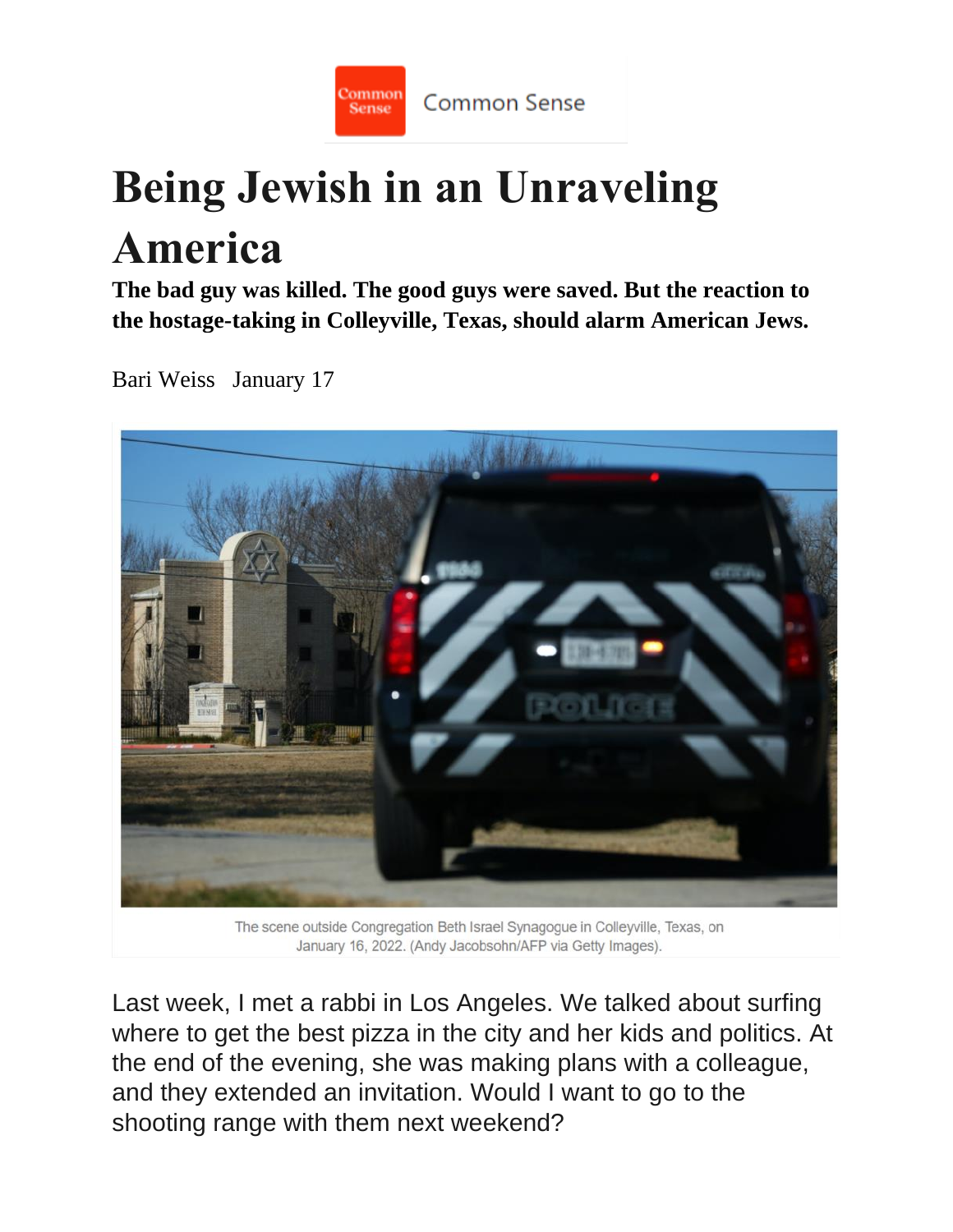Common Sense

# Being Jewish in an Unraveling America

**The bad guy was killed. The good guys were saved. But the reaction to the hostage-taking in Colleyville, Texas, should alarm American Jews.**

Bari Weiss January 17

The scene outside Congregation Beth Israel Synagogue in Colleyville, Texas, on January 16, 2022. (Andy Jacobsohn/AFP via Getty Images).

Last week, I met a rabbi in Los Angeles. We talked about surfing where to get the best pizza in the city and her kids and politics. At the end of the evening, she was making plans with a colleague, and they extended an invitation. Would I want to go to the shooting range with them next weekend?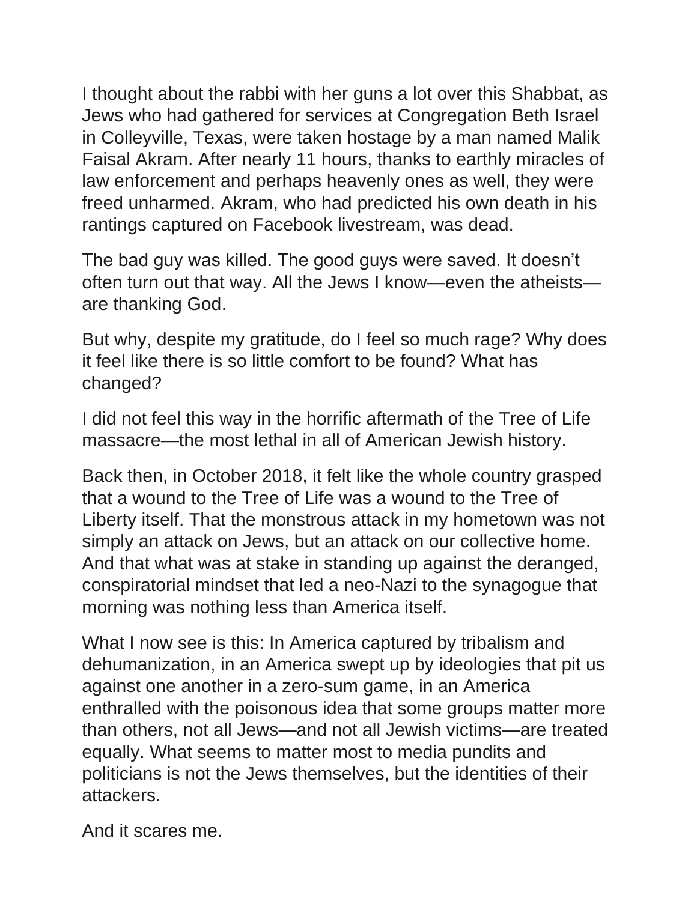I thought about the rabbi with her guns a lot over this Shabbat, as Jews who had gathered for services at Congregation Beth Israel in Colleyville, Texas, were taken hostage by a man named Malik Faisal Akram. After nearly 11 hours, thanks to earthly miracles of law enforcement and perhaps heavenly ones as well, they were freed unharmed. Akram, who had predicted his own death in his rantings captured on Facebook livestream, was dead.

The bad guy was killed. The good guys were saved. It doesn't often turn out that way. All the Jews I know—even the atheists—are thanking God.

But why, despite my gratitude, do I feel so much rage? Why does it feel like there is so little comfort to be found? What has changed?

I did not feel this way in the horrific aftermath of the Tree of Life massacre—the most lethal in all of American Jewish history.

Back then, in October 2018, it felt like the whole country grasped that a wound to the Tree of Life was a wound to the Tree of Liberty itself. That the monstrous attack in my hometown was not simply an attack on Jews, but an attack on our collective home. And that what was at stake in standing up against the deranged, conspiratorial mindset that led a neo-Nazi to the synagogue that morning was nothing less than America itself.

What I now see is this: In America captured by tribalism and dehumanization, in an America swept up by ideologies that pit us against one another in a zero-sum game, in an America enthralled with the poisonous idea that some groups matter more than others, not all Jews—and not all Jewish victims—are treated equally. What seems to matter most to media pundits and politicians is not the Jews themselves, but the identities of their attackers.

And it scares me.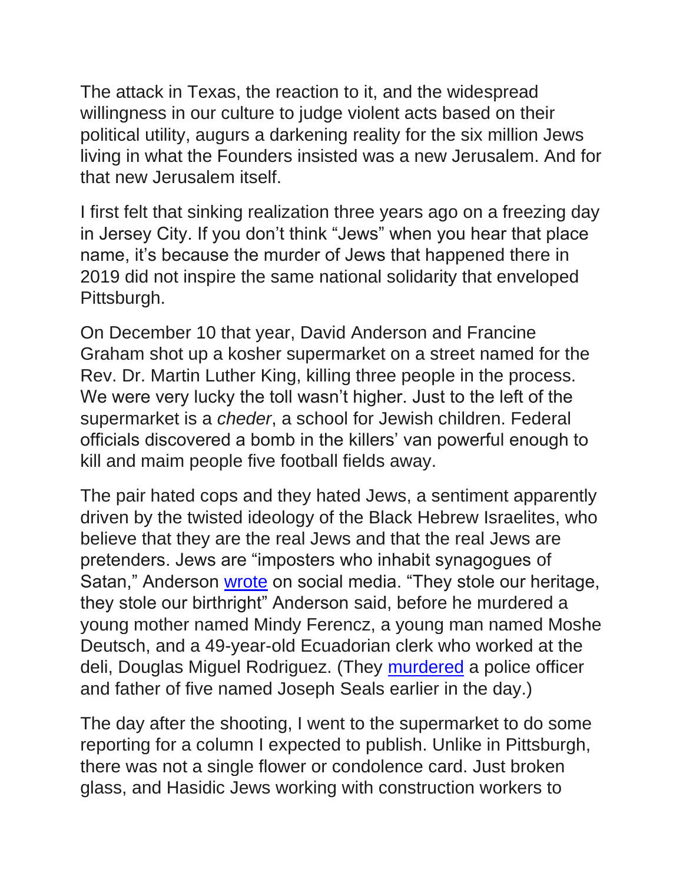The attack in Texas, the reaction to it, and the widespread willingness in our culture to judge violent acts based on their political utility, augurs a darkening reality for the six million Jews living in what the Founders insisted was a new Jerusalem. And for that new Jerusalem itself.

I first felt that sinking realization three years ago on a freezing day in Jersey City. If you don't think "Jews" when you hear that place name, it's because the murder of Jews that happened there in 2019 did not inspire the same national solidarity that enveloped Pittsburgh.

On December 10 that year, David Anderson and Francine Graham shot up a kosher supermarket on a street named for the Rev. Dr. Martin Luther King, killing three people in the process. We were very lucky the toll wasn't higher. Just to the left of the supermarket is a *cheder*, a school for Jewish children. Federal officials discovered a bomb in the killers' van powerful enough to kill and maim people five football fields away.

The pair hated cops and they hated Jews, a sentiment apparently driven by the twisted ideology of the Black Hebrew Israelites, who believe that they are the real Jews and that the real Jews are pretenders. Jews are "imposters who inhabit synagogues of Satan," Anderson wrote on social media. "They stole our heritage, they stole our birthright" Anderson said, before he murdered a young mother named Mindy Ferencz, a young man named Moshe Deutsch, and a 49-year-old Ecuadorian clerk who worked at the deli, Douglas Miguel Rodriguez. (They murdered a police officer and father of five named Joseph Seals earlier in the day.)

The day after the shooting, I went to the supermarket to do some reporting for a column I expected to publish. Unlike in Pittsburgh, there was not a single flower or condolence card. Just broken glass, and Hasidic Jews working with construction workers to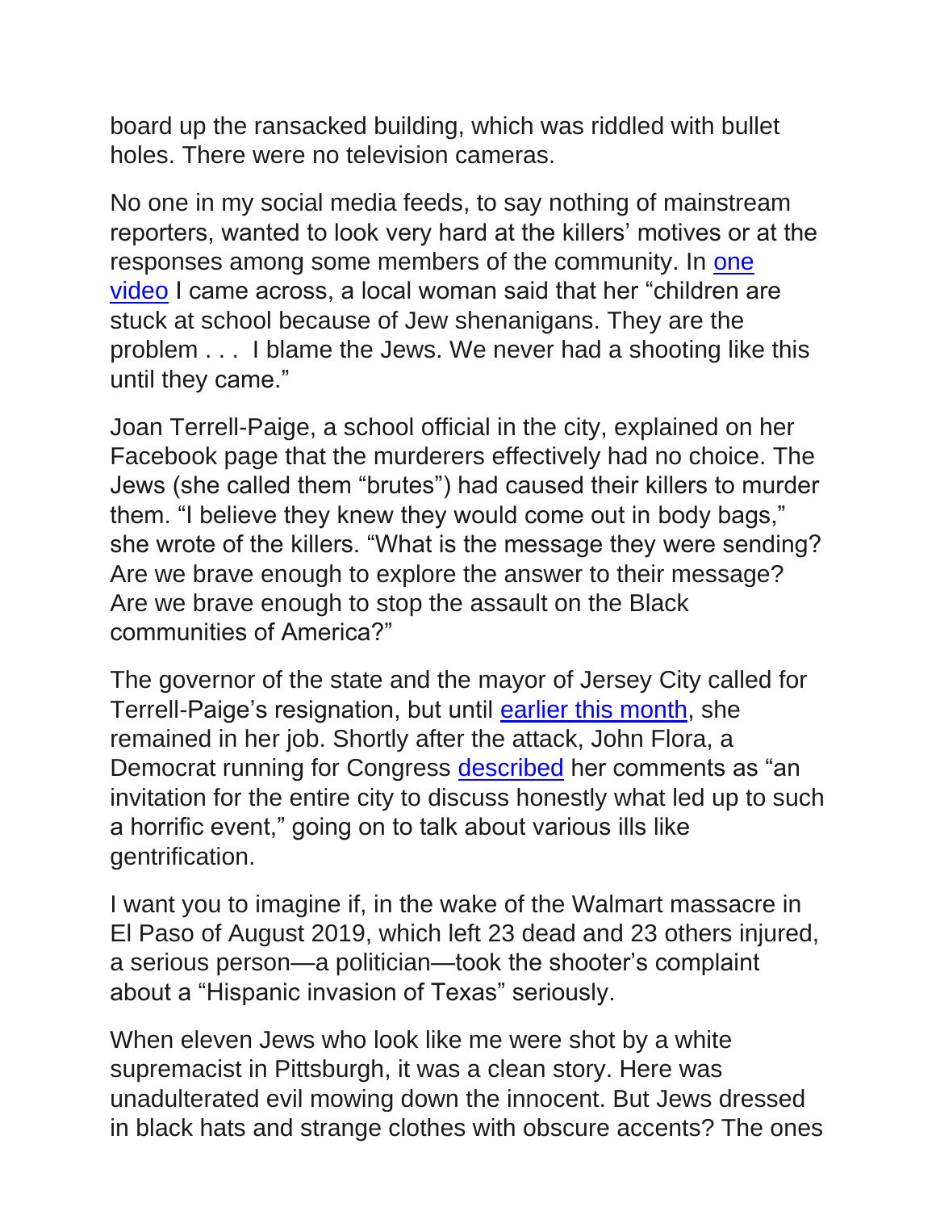board up the ransacked building, which was riddled with bullet holes. There were no television cameras.

No one in my social media feeds, to say nothing of mainstream reporters, wanted to look very hard at the killers' motives or at the responses among some members of the community. In [one video]() I came across, a local woman said that her "children are stuck at school because of Jew shenanigans. They are the problem . . . I blame the Jews. We never had a shooting like this until they came."

Joan Terrell-Paige, a school official in the city, explained on her Facebook page that the murderers effectively had no choice. The Jews (she called them "brutes") had caused their killers to murder them. "I believe they knew they would come out in body bags," she wrote of the killers. "What is the message they were sending? Are we brave enough to explore the answer to their message? Are we brave enough to stop the assault on the Black communities of America?"

The governor of the state and the mayor of Jersey City called for Terrell-Paige's resignation, but until [earlier this month](), she remained in her job. Shortly after the attack, John Flora, a Democrat running for Congress [described]() her comments as "an invitation for the entire city to discuss honestly what led up to such a horrific event," going on to talk about various ills like gentrification.

I want you to imagine if, in the wake of the Walmart massacre in El Paso of August 2019, which left 23 dead and 23 others injured, a serious person—a politician—took the shooter's complaint about a "Hispanic invasion of Texas" seriously.

When eleven Jews who look like me were shot by a white supremacist in Pittsburgh, it was a clean story. Here was unadulterated evil mowing down the innocent. But Jews dressed in black hats and strange clothes with obscure accents? The ones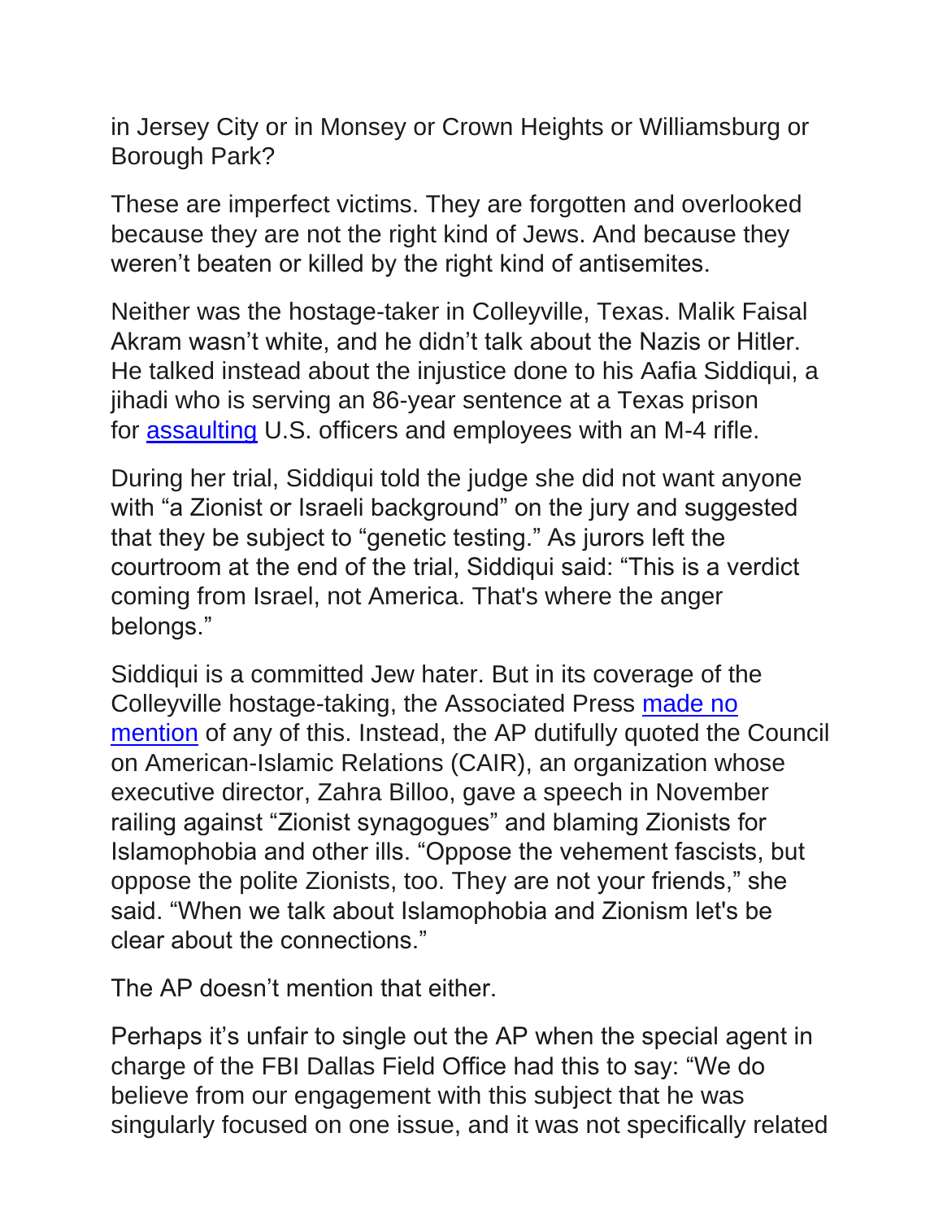in Jersey City or in Monsey or Crown Heights or Williamsburg or Borough Park?

These are imperfect victims. They are forgotten and overlooked because they are not the right kind of Jews. And because they weren't beaten or killed by the right kind of antisemites.

Neither was the hostage-taker in Colleyville, Texas. Malik Faisal Akram wasn't white, and he didn't talk about the Nazis or Hitler. He talked instead about the injustice done to his Aafia Siddiqui, a jihadi who is serving an 86-year sentence at a Texas prison for assaulting U.S. officers and employees with an M-4 rifle.

During her trial, Siddiqui told the judge she did not want anyone with "a Zionist or Israeli background" on the jury and suggested that they be subject to "genetic testing." As jurors left the courtroom at the end of the trial, Siddiqui said: "This is a verdict coming from Israel, not America. That's where the anger belongs."

Siddiqui is a committed Jew hater. But in its coverage of the Colleyville hostage-taking, the Associated Press made no mention of any of this. Instead, the AP dutifully quoted the Council on American-Islamic Relations (CAIR), an organization whose executive director, Zahra Billoo, gave a speech in November railing against "Zionist synagogues" and blaming Zionists for Islamophobia and other ills. "Oppose the vehement fascists, but oppose the polite Zionists, too. They are not your friends," she said. "When we talk about Islamophobia and Zionism let's be clear about the connections."

The AP doesn't mention that either.

Perhaps it's unfair to single out the AP when the special agent in charge of the FBI Dallas Field Office had this to say: "We do believe from our engagement with this subject that he was singularly focused on one issue, and it was not specifically related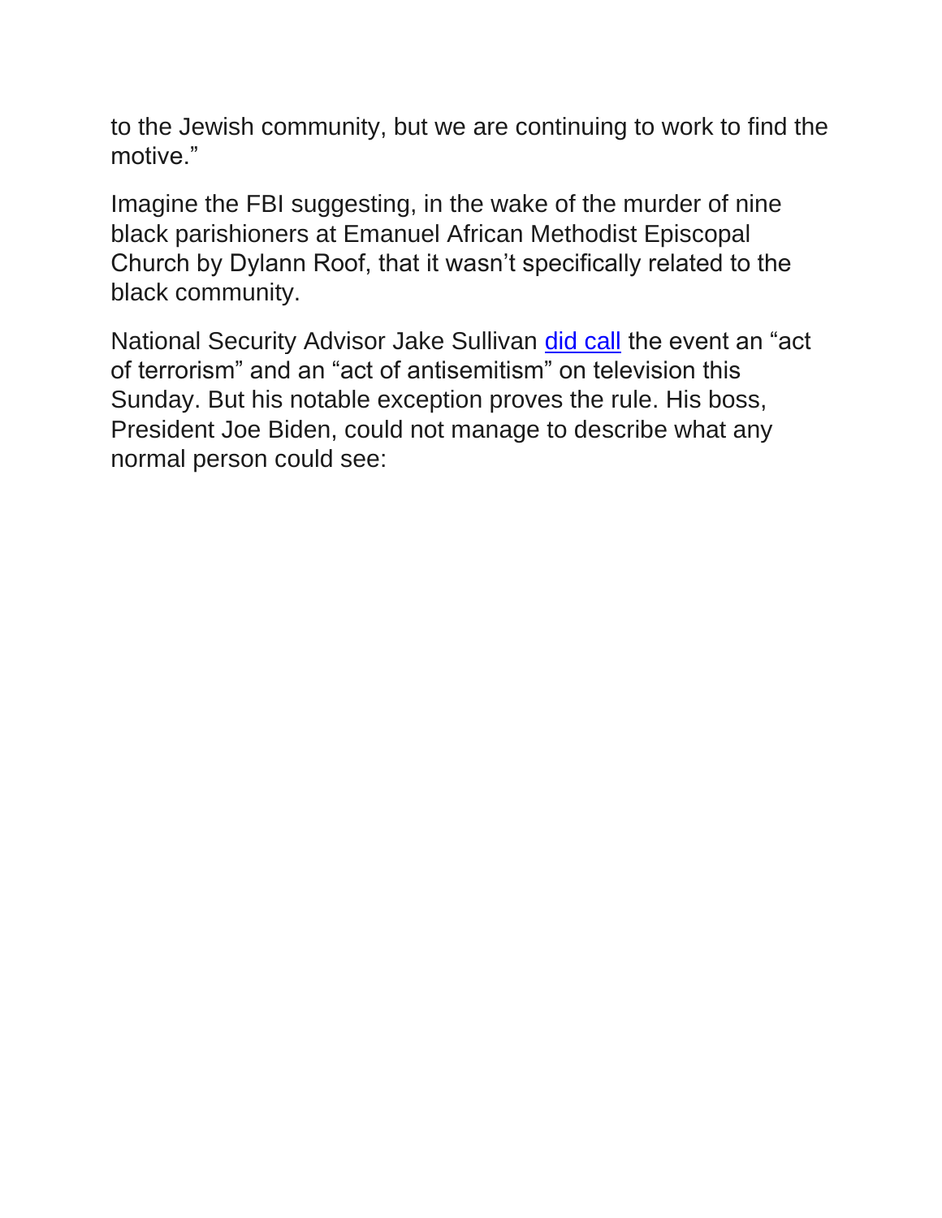to the Jewish community, but we are continuing to work to find the motive."

Imagine the FBI suggesting, in the wake of the murder of nine black parishioners at Emanuel African Methodist Episcopal Church by Dylann Roof, that it wasn't specifically related to the black community.

National Security Advisor Jake Sullivan did call the event an "act of terrorism" and an "act of antisemitism" on television this Sunday. But his notable exception proves the rule. His boss, President Joe Biden, could not manage to describe what any normal person could see: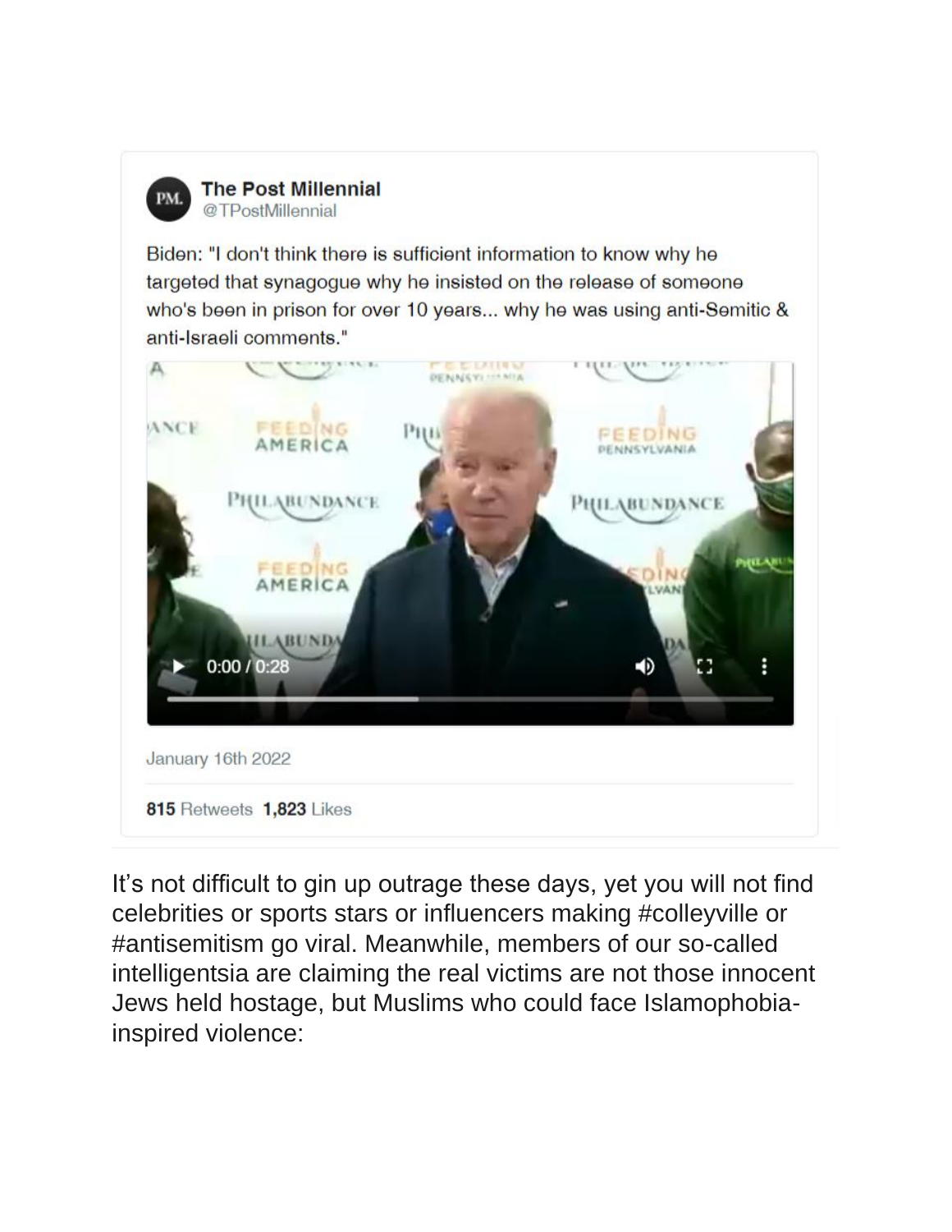**The Post Millennial**
@TPostMillennial

Biden: "I don't think there is sufficient information to know why he targeted that synagogue why he insisted on the release of someone who's been in prison for over 10 years... why he was using anti-Semitic & anti-Israeli comments."

January 16th 2022

**815** Retweets **1,823** Likes

It's not difficult to gin up outrage these days, yet you will not find celebrities or sports stars or influencers making #colleyville or #antisemitism go viral. Meanwhile, members of our so-called intelligentsia are claiming the real victims are not those innocent Jews held hostage, but Muslims who could face Islamophobia-inspired violence: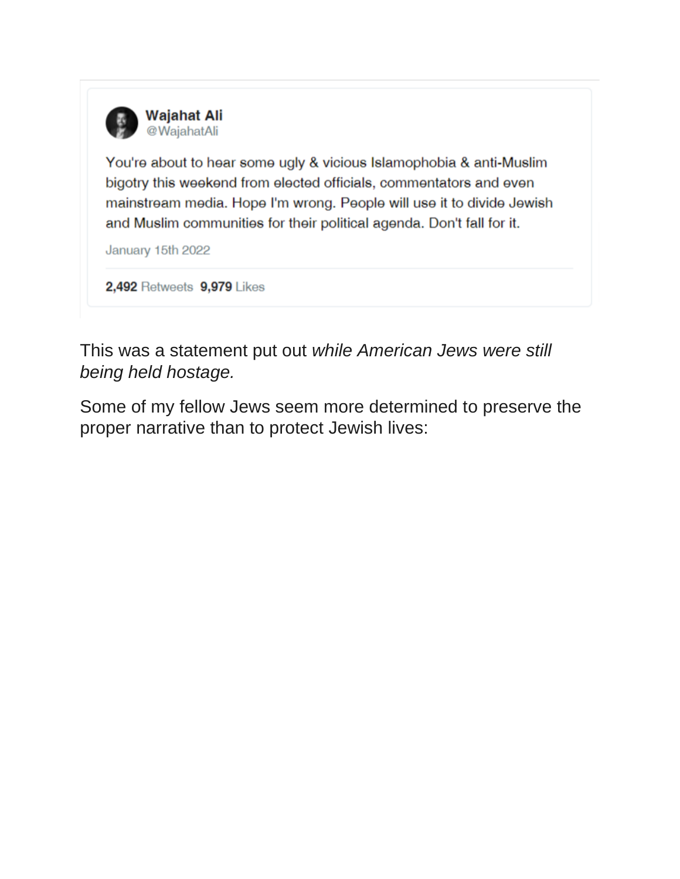> **Wajahat Ali**
> @WajahatAli
>
> You're about to hear some ugly & vicious Islamophobia & anti-Muslim bigotry this weekend from elected officials, commentators and even mainstream media. Hope I'm wrong. People will use it to divide Jewish and Muslim communities for their political agenda. Don't fall for it.
>
> January 15th 2022
>
> **2,492** Retweets **9,979** Likes

This was a statement put out *while American Jews were still being held hostage.*

Some of my fellow Jews seem more determined to preserve the proper narrative than to protect Jewish lives: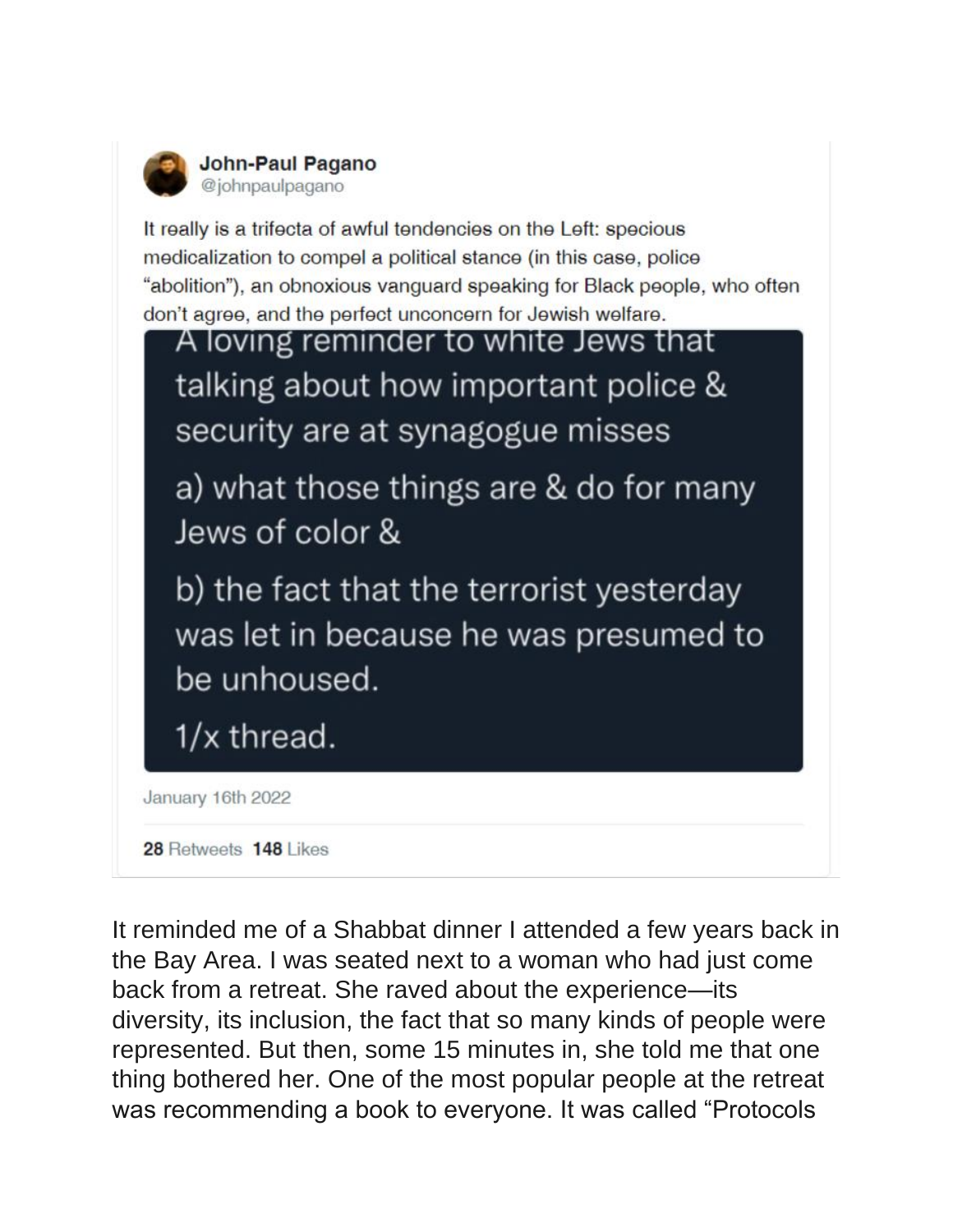**John-Paul Pagano**
@johnpaulpagano

It really is a trifecta of awful tendencies on the Left: specious medicalization to compel a political stance (in this case, police "abolition"), an obnoxious vanguard speaking for Black people, who often don't agree, and the perfect unconcern for Jewish welfare.

> A loving reminder to white Jews that talking about how important police & security are at synagogue misses
>
> a) what those things are & do for many Jews of color &
>
> b) the fact that the terrorist yesterday was let in because he was presumed to be unhoused.
>
> 1/x thread.

January 16th 2022

**28** Retweets **148** Likes

It reminded me of a Shabbat dinner I attended a few years back in the Bay Area. I was seated next to a woman who had just come back from a retreat. She raved about the experience—its diversity, its inclusion, the fact that so many kinds of people were represented. But then, some 15 minutes in, she told me that one thing bothered her. One of the most popular people at the retreat was recommending a book to everyone. It was called "Protocols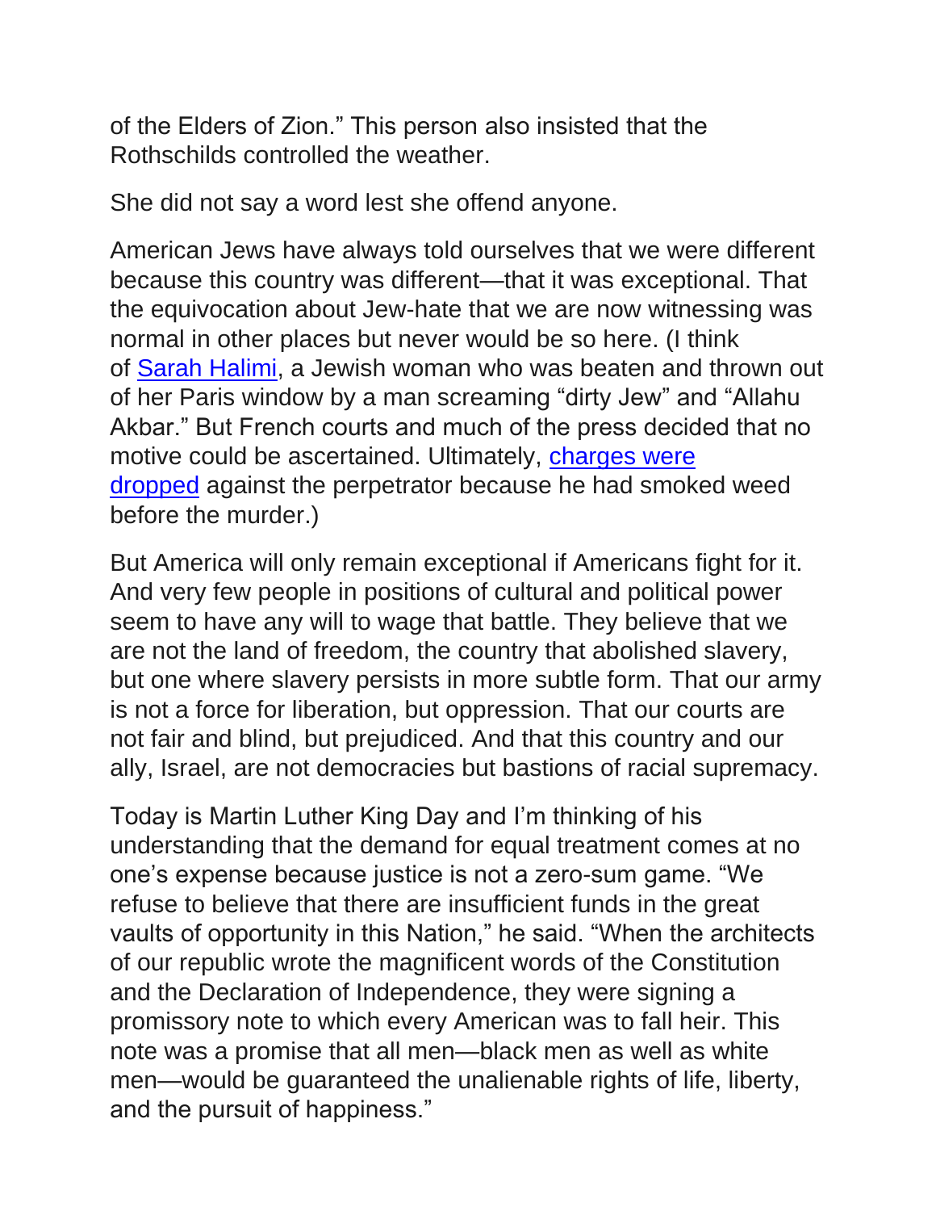of the Elders of Zion." This person also insisted that the Rothschilds controlled the weather.

She did not say a word lest she offend anyone.

American Jews have always told ourselves that we were different because this country was different—that it was exceptional. That the equivocation about Jew-hate that we are now witnessing was normal in other places but never would be so here. (I think of [Sarah Halimi](), a Jewish woman who was beaten and thrown out of her Paris window by a man screaming "dirty Jew" and "Allahu Akbar." But French courts and much of the press decided that no motive could be ascertained. Ultimately, [charges were dropped]() against the perpetrator because he had smoked weed before the murder.)

But America will only remain exceptional if Americans fight for it. And very few people in positions of cultural and political power seem to have any will to wage that battle. They believe that we are not the land of freedom, the country that abolished slavery, but one where slavery persists in more subtle form. That our army is not a force for liberation, but oppression. That our courts are not fair and blind, but prejudiced. And that this country and our ally, Israel, are not democracies but bastions of racial supremacy.

Today is Martin Luther King Day and I'm thinking of his understanding that the demand for equal treatment comes at no one's expense because justice is not a zero-sum game. "We refuse to believe that there are insufficient funds in the great vaults of opportunity in this Nation," he said. "When the architects of our republic wrote the magnificent words of the Constitution and the Declaration of Independence, they were signing a promissory note to which every American was to fall heir. This note was a promise that all men—black men as well as white men—would be guaranteed the unalienable rights of life, liberty, and the pursuit of happiness."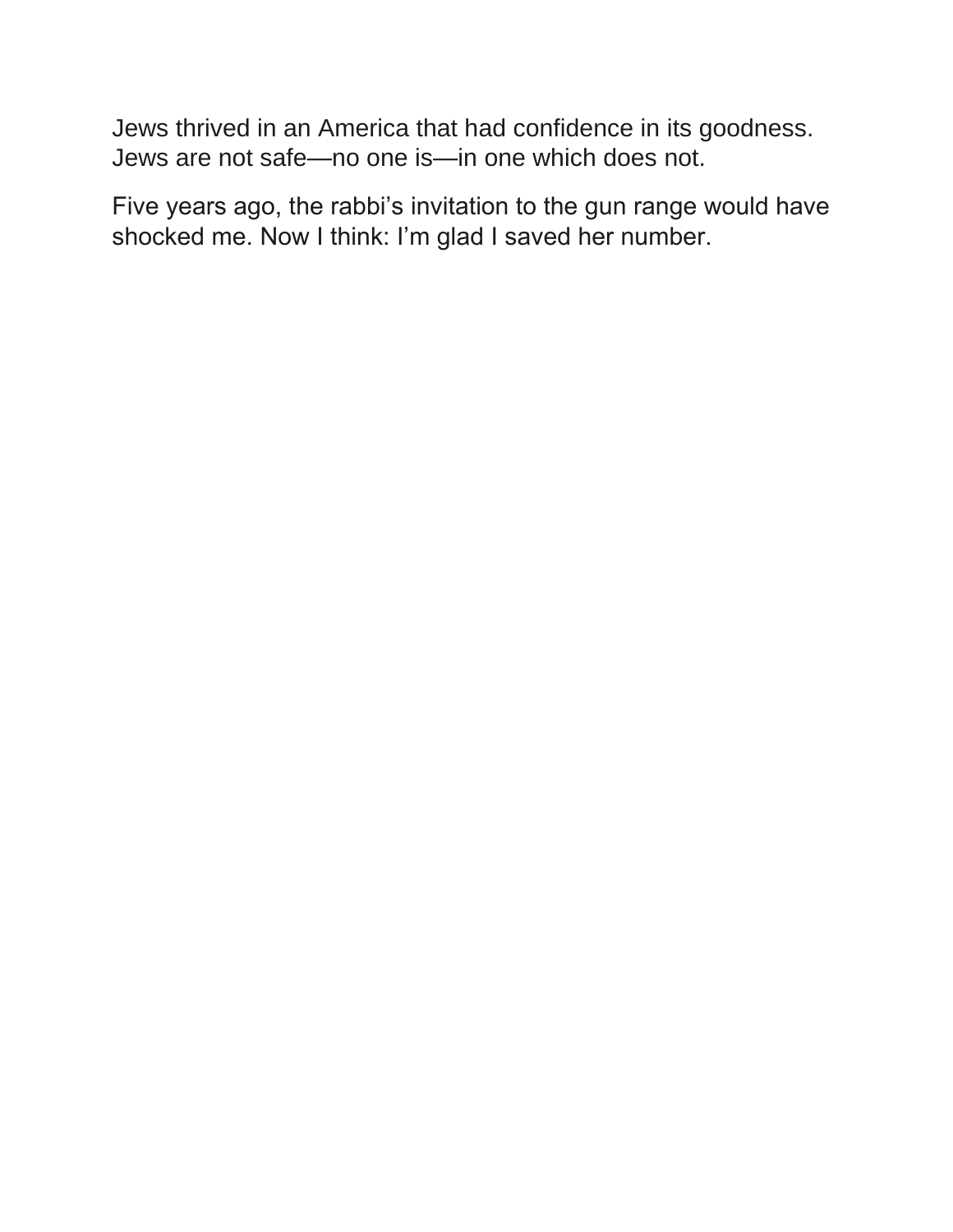Jews thrived in an America that had confidence in its goodness. Jews are not safe—no one is—in one which does not.

Five years ago, the rabbi’s invitation to the gun range would have shocked me. Now I think: I’m glad I saved her number.